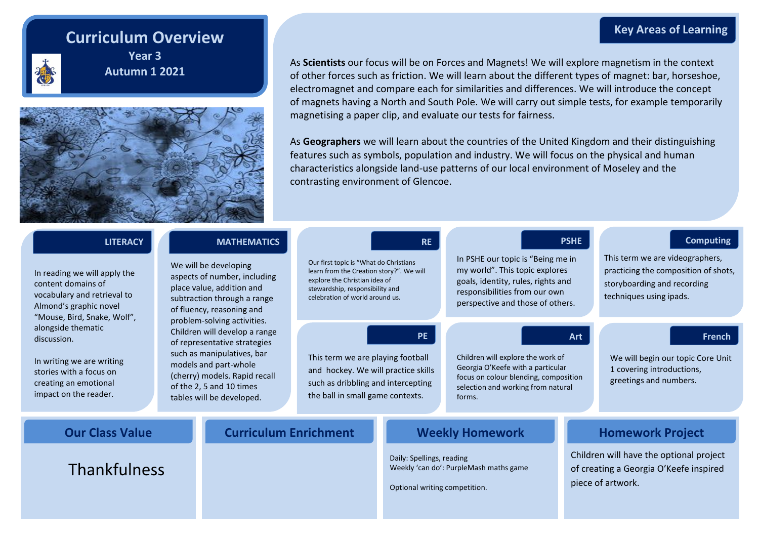# Curriculum Overview

**Year 3**

**Autumn 1 2021**

## Key Areas of Learning

As **Scientists** our focus will be on Forces and Magnets! We will explore magnetism in the context of other forces such as friction. We will learn about the different types of magnet: bar, horseshoe, electromagnet and compare each for similarities and differences. We will introduce the concept of magnets having a North and South Pole. We will carry out simple tests, for example temporarily magnetising a paper clip, and evaluate our tests for fairness.

As **Geographers** we will learn about the countries of the United Kingdom and their distinguishing features such as symbols, population and industry. We will focus on the physical and human characteristics alongside land-use patterns of our local environment of Moseley and the contrasting environment of Glencoe.

### LITERACY

In reading we will apply the content domains of vocabulary and retrieval to Almond's graphic novel "Mouse, Bird, Snake, Wolf", alongside thematic discussion.

In writing we are writing stories with a focus on creating an emotional impact on the reader.

### MATHEMATICS

We will be developing aspects of number, including place value, addition and subtraction through a range of fluency, reasoning and problem-solving activities. Children will develop a range of representative strategies such as manipulatives, bar models and part-whole (cherry) models. Rapid recall of the 2, 5 and 10 times tables will be developed.

### RE

Our first topic is "What do Christians learn from the Creation story?". We will explore the Christian idea of stewardship, responsibility and celebration of world around us.

### PSHE

In PSHE our topic is "Being me in my world". This topic explores goals, identity, rules, rights and responsibilities from our own perspective and those of others.

### Computing

This term we are videographers, practicing the composition of shots, storyboarding and recording techniques using ipads.

### PE

This term we are playing football and hockey. We will practice skills such as dribbling and intercepting the ball in small game contexts.

### Art

Children will explore the work of Georgia O'Keefe with a particular focus on colour blending, composition selection and working from natural forms.

### French

We will begin our topic Core Unit 1 covering introductions, greetings and numbers.

## Our Class Value

Thankfulness

## Curriculum Enrichment

## Weekly Homework

Daily: Spellings, reading

Weekly 'can do': PurpleMash maths game

Optional writing competition.

## Homework Project

Children will have the optional project of creating a Georgia O'Keefe inspired piece of artwork.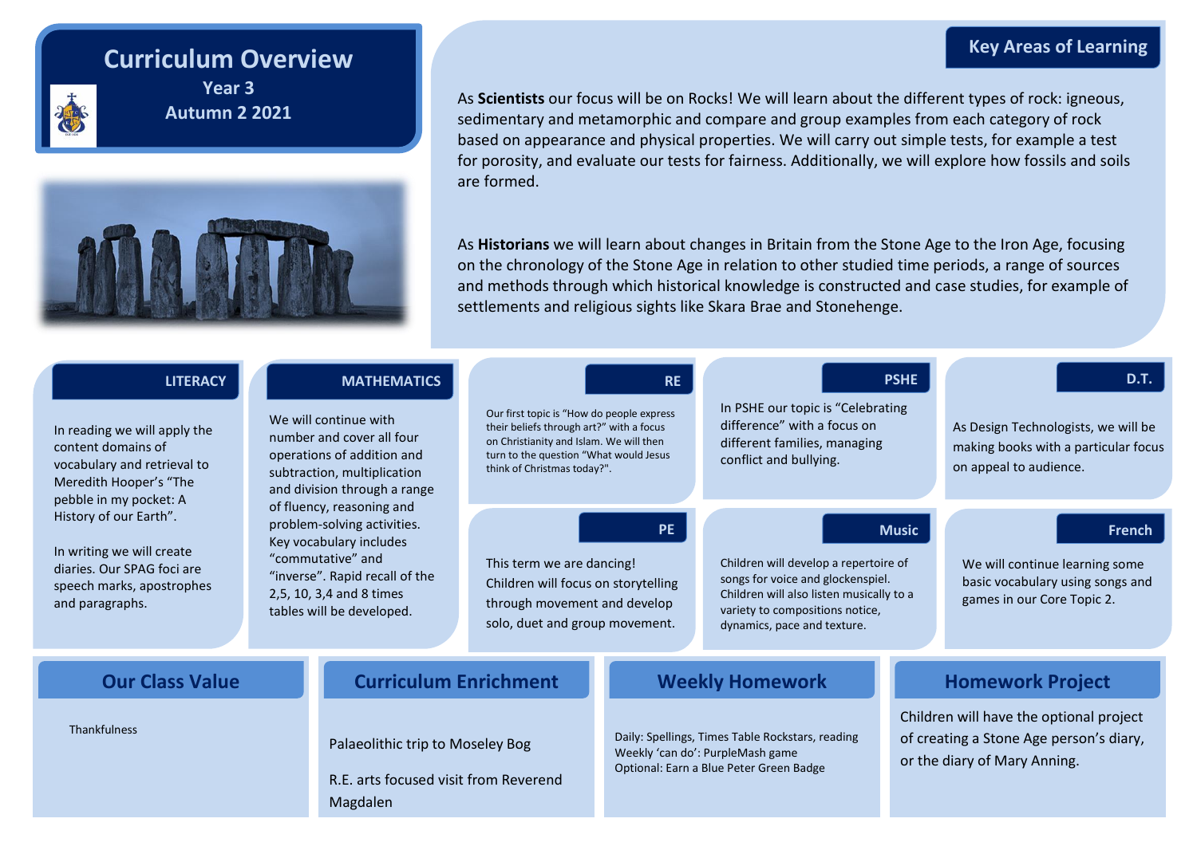# Curriculum Overview

## Year 3

## Autumn 2 2021

## Key Areas of Learning

As **Scientists** our focus will be on Rocks! We will learn about the different types of rock: igneous, sedimentary and metamorphic and compare and group examples from each category of rock based on appearance and physical properties. We will carry out simple tests, for example a test for porosity, and evaluate our tests for fairness. Additionally, we will explore how fossils and soils are formed.

As **Historians** we will learn about changes in Britain from the Stone Age to the Iron Age, focusing on the chronology of the Stone Age in relation to other studied time periods, a range of sources and methods through which historical knowledge is constructed and case studies, for example of settlements and religious sights like Skara Brae and Stonehenge.

### LITERACY

In reading we will apply the content domains of vocabulary and retrieval to Meredith Hooper's "The pebble in my pocket: A History of our Earth".

In writing we will create diaries. Our SPAG foci are speech marks, apostrophes and paragraphs.

### MATHEMATICS

We will continue with number and cover all four operations of addition and subtraction, multiplication and division through a range of fluency, reasoning and problem-solving activities. Key vocabulary includes "commutative" and "inverse". Rapid recall of the 2,5, 10, 3,4 and 8 times tables will be developed.

### RE

Our first topic is "How do people express their beliefs through art?" with a focus on Christianity and Islam. We will then turn to the question "What would Jesus think of Christmas today?".

### PSHE

In PSHE our topic is "Celebrating difference" with a focus on different families, managing conflict and bullying.

### D.T.

As Design Technologists, we will be making books with a particular focus on appeal to audience.

### PE

This term we are dancing! Children will focus on storytelling through movement and develop solo, duet and group movement.

### Music

Children will develop a repertoire of songs for voice and glockenspiel. Children will also listen musically to a variety to compositions notice, dynamics, pace and texture.

### French

We will continue learning some basic vocabulary using songs and games in our Core Topic 2.

## Our Class Value

Thankfulness

## Curriculum Enrichment

Palaeolithic trip to Moseley Bog

R.E. arts focused visit from Reverend Magdalen

## Weekly Homework

Daily: Spellings, Times Table Rockstars, reading
Weekly 'can do': PurpleMash game
Optional: Earn a Blue Peter Green Badge

## Homework Project

Children will have the optional project of creating a Stone Age person's diary, or the diary of Mary Anning.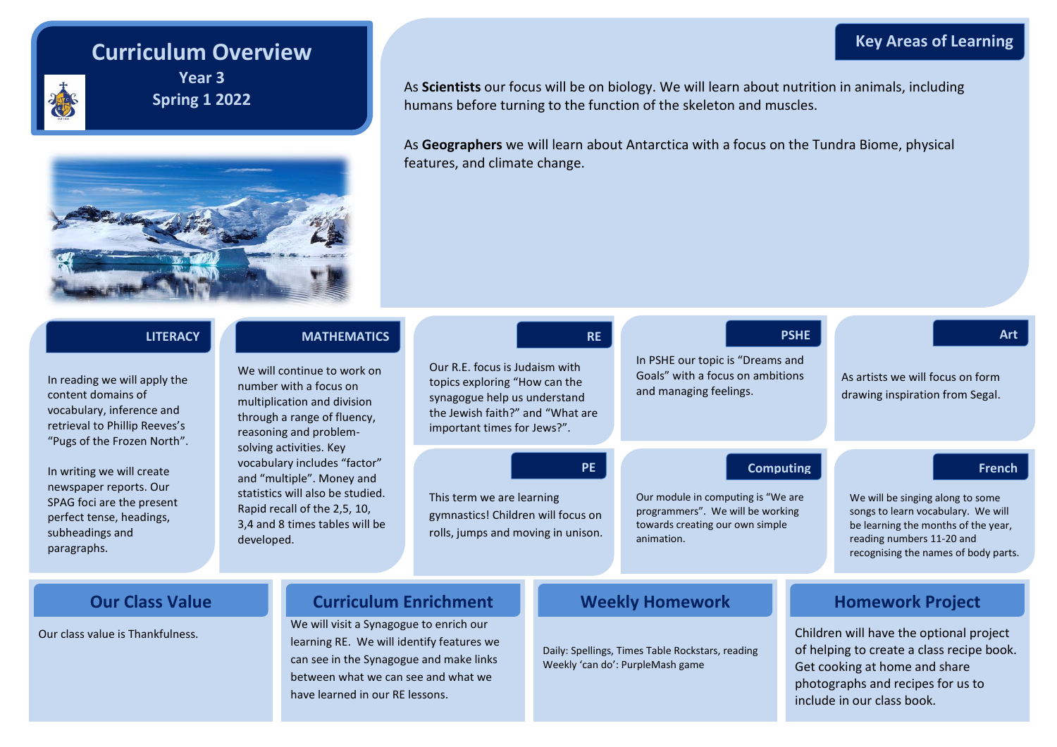# Curriculum Overview

Year 3

Spring 1 2022

## Key Areas of Learning

As **Scientists** our focus will be on biology. We will learn about nutrition in animals, including humans before turning to the function of the skeleton and muscles.

As **Geographers** we will learn about Antarctica with a focus on the Tundra Biome, physical features, and climate change.

## LITERACY

In reading we will apply the content domains of vocabulary, inference and retrieval to Phillip Reeves's "Pugs of the Frozen North".

In writing we will create newspaper reports. Our SPAG foci are the present perfect tense, headings, subheadings and paragraphs.

## MATHEMATICS

We will continue to work on number with a focus on multiplication and division through a range of fluency, reasoning and problem-solving activities. Key vocabulary includes "factor" and "multiple". Money and statistics will also be studied. Rapid recall of the 2,5, 10, 3,4 and 8 times tables will be developed.

## RE

Our R.E. focus is Judaism with topics exploring "How can the synagogue help us understand the Jewish faith?" and "What are important times for Jews?".

## PSHE

In PSHE our topic is "Dreams and Goals" with a focus on ambitions and managing feelings.

## Art

As artists we will focus on form drawing inspiration from Segal.

## PE

This term we are learning gymnastics! Children will focus on rolls, jumps and moving in unison.

## Computing

Our module in computing is "We are programmers". We will be working towards creating our own simple animation.

## French

We will be singing along to some songs to learn vocabulary. We will be learning the months of the year, reading numbers 11-20 and recognising the names of body parts.

## Our Class Value

Our class value is Thankfulness.

## Curriculum Enrichment

We will visit a Synagogue to enrich our learning RE. We will identify features we can see in the Synagogue and make links between what we can see and what we have learned in our RE lessons.

## Weekly Homework

Daily: Spellings, Times Table Rockstars, reading
Weekly 'can do': PurpleMash game

## Homework Project

Children will have the optional project of helping to create a class recipe book. Get cooking at home and share photographs and recipes for us to include in our class book.